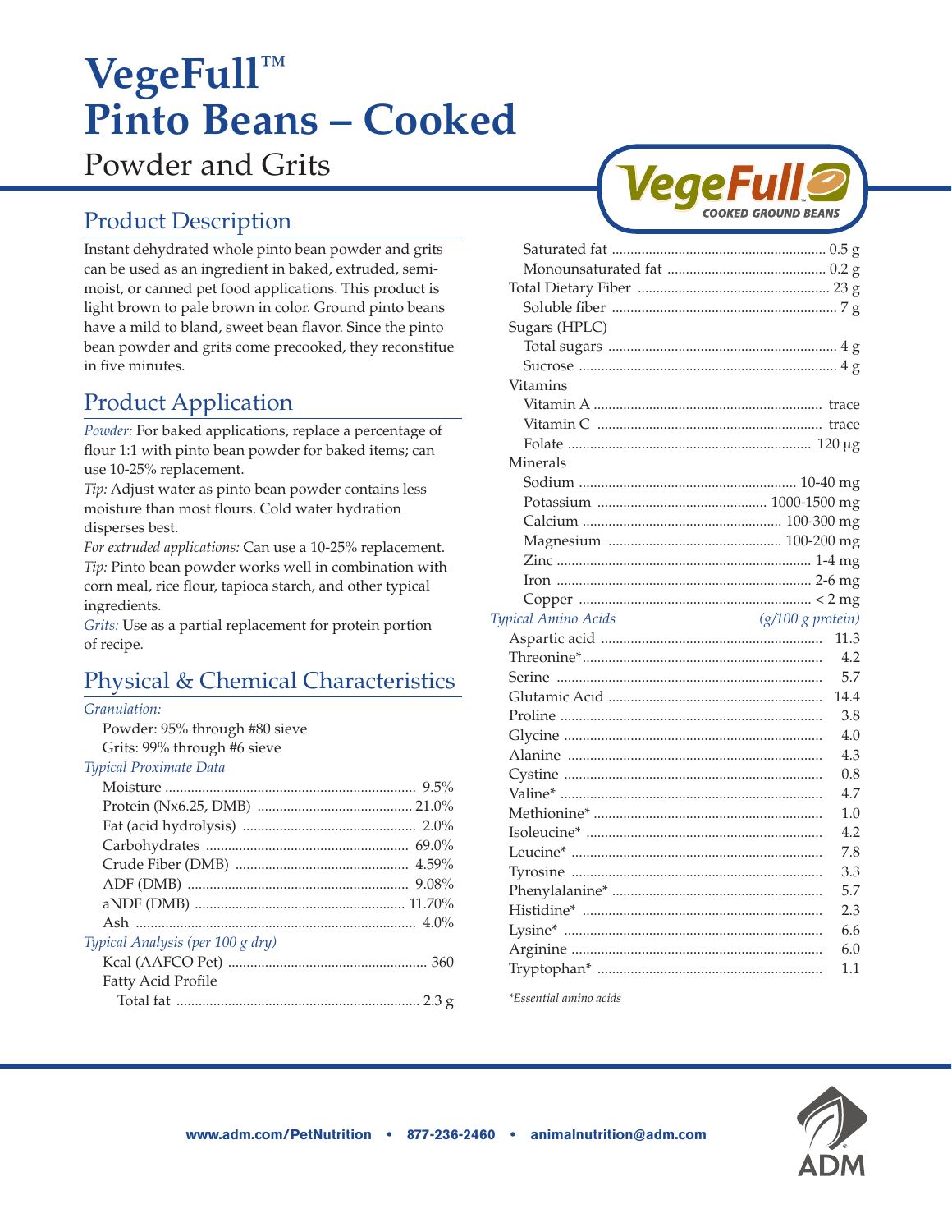# VegeFull™ Pinto Beans – Cooked

Powder and Grits

## Product Description

Instant dehydrated whole pinto bean powder and grits can be used as an ingredient in baked, extruded, semi-moist, or canned pet food applications. This product is light brown to pale brown in color. Ground pinto beans have a mild to bland, sweet bean flavor. Since the pinto bean powder and grits come precooked, they reconstitue in five minutes.

## Product Application

*Powder:* For baked applications, replace a percentage of flour 1:1 with pinto bean powder for baked items; can use 10-25% replacement.

*Tip:* Adjust water as pinto bean powder contains less moisture than most flours. Cold water hydration disperses best.

*For extruded applications:* Can use a 10-25% replacement.

*Tip:* Pinto bean powder works well in combination with corn meal, rice flour, tapioca starch, and other typical ingredients.

*Grits:* Use as a partial replacement for protein portion of recipe.

## Physical & Chemical Characteristics

*Granulation:*

Powder: 95% through #80 sieve
Grits: 99% through #6 sieve

*Typical Proximate Data*

| | |
|---|---|
| Moisture | 9.5% |
| Protein (Nx6.25, DMB) | 21.0% |
| Fat (acid hydrolysis) | 2.0% |
| Carbohydrates | 69.0% |
| Crude Fiber (DMB) | 4.59% |
| ADF (DMB) | 9.08% |
| aNDF (DMB) | 11.70% |
| Ash | 4.0% |

*Typical Analysis (per 100 g dry)*

| | |
|---|---|
| Kcal (AAFCO Pet) | 360 |
| Fatty Acid Profile | |
| Total fat | 2.3 g |
| Saturated fat | 0.5 g |
| Monounsaturated fat | 0.2 g |
| Total Dietary Fiber | 23 g |
| Soluble fiber | 7 g |
| Sugars (HPLC) | |
| Total sugars | 4 g |
| Sucrose | 4 g |
| Vitamins | |
| Vitamin A | trace |
| Vitamin C | trace |
| Folate | 120 µg |
| Minerals | |
| Sodium | 10-40 mg |
| Potassium | 1000-1500 mg |
| Calcium | 100-300 mg |
| Magnesium | 100-200 mg |
| Zinc | 1-4 mg |
| Iron | 2-6 mg |
| Copper | < 2 mg |

| *Typical Amino Acids* | *(g/100 g protein)* |
|---|---|
| Aspartic acid | 11.3 |
| Threonine* | 4.2 |
| Serine | 5.7 |
| Glutamic Acid | 14.4 |
| Proline | 3.8 |
| Glycine | 4.0 |
| Alanine | 4.3 |
| Cystine | 0.8 |
| Valine* | 4.7 |
| Methionine* | 1.0 |
| Isoleucine* | 4.2 |
| Leucine* | 7.8 |
| Tyrosine | 3.3 |
| Phenylalanine* | 5.7 |
| Histidine* | 2.3 |
| Lysine* | 6.6 |
| Arginine | 6.0 |
| Tryptophan* | 1.1 |

*Essential amino acids

www.adm.com/PetNutrition • 877-236-2460 • animalnutrition@adm.com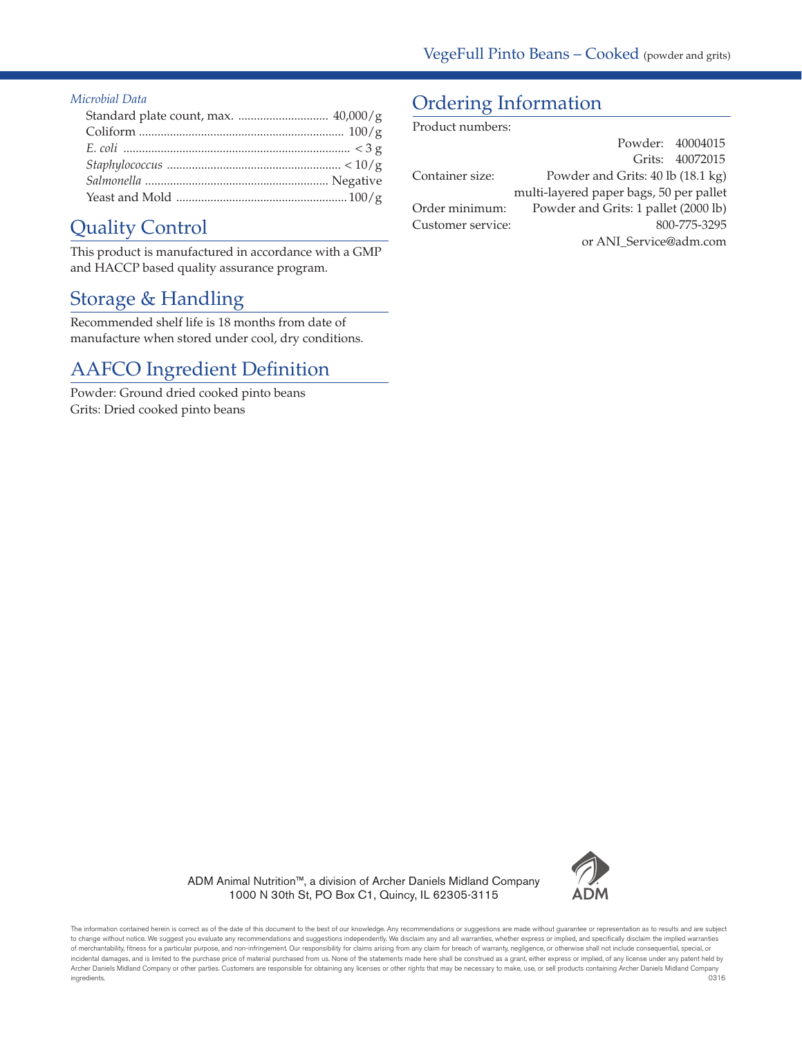*Microbial Data*

| | |
|---|---|
| Standard plate count, max. | 40,000/g |
| Coliform | 100/g |
| *E. coli* | < 3 g |
| *Staphylococcus* | < 10/g |
| *Salmonella* | Negative |
| Yeast and Mold | 100/g |

## Quality Control

This product is manufactured in accordance with a GMP and HACCP based quality assurance program.

## Storage & Handling

Recommended shelf life is 18 months from date of manufacture when stored under cool, dry conditions.

## AAFCO Ingredient Definition

Powder: Ground dried cooked pinto beans
Grits: Dried cooked pinto beans

## Ordering Information

| | |
|---|---|
| Product numbers: | |
| | Powder: 40004015 |
| | Grits: 40072015 |
| Container size: | Powder and Grits: 40 lb (18.1 kg) multi-layered paper bags, 50 per pallet |
| Order minimum: | Powder and Grits: 1 pallet (2000 lb) |
| Customer service: | 800-775-3295 or ANI_Service@adm.com |

ADM Animal Nutrition™, a division of Archer Daniels Midland Company
1000 N 30th St, PO Box C1, Quincy, IL 62305-3115

ADM

The information contained herein is correct as of the date of this document to the best of our knowledge. Any recommendations or suggestions are made without guarantee or representation as to results and are subject to change without notice. We suggest you evaluate any recommendations and suggestions independently. We disclaim any and all warranties, whether express or implied, and specifically disclaim the implied warranties of merchantability, fitness for a particular purpose, and non-infringement. Our responsibility for claims arising from any claim for breach of warranty, negligence, or otherwise shall not include consequential, special, or incidental damages, and is limited to the purchase price of material purchased from us. None of the statements made here shall be construed as a grant, either express or implied, of any license under any patent held by Archer Daniels Midland Company or other parties. Customers are responsible for obtaining any licenses or other rights that may be necessary to make, use, or sell products containing Archer Daniels Midland Company ingredients.

0316